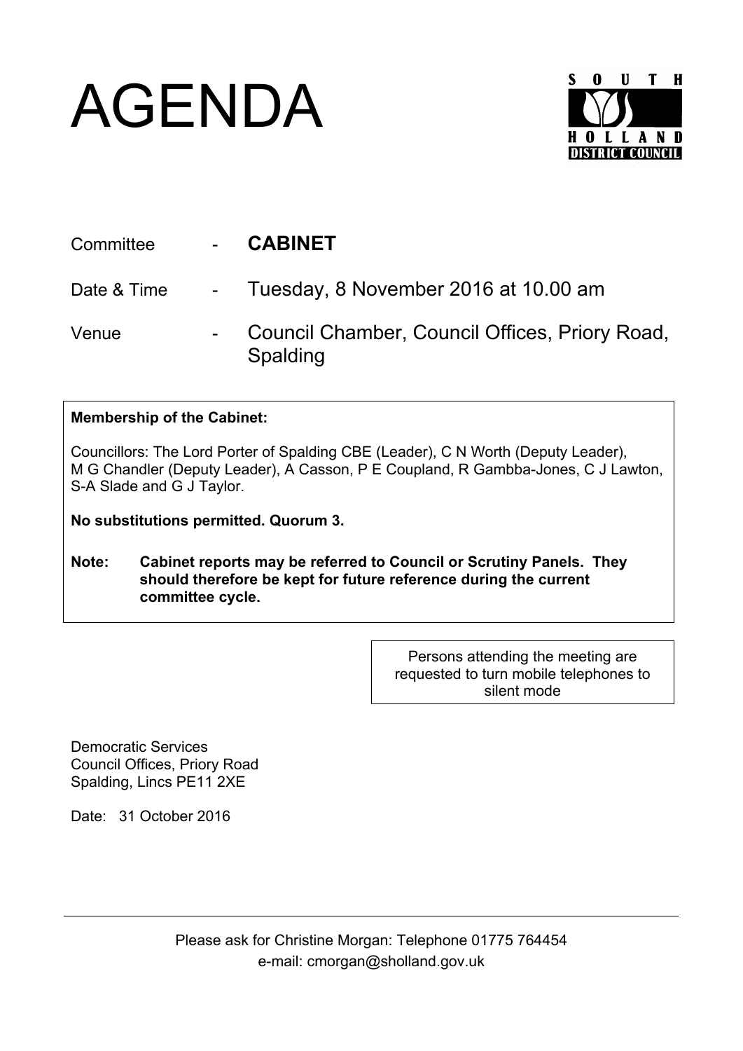# AGENDA

SOUTH HOLLAND DISTRICT COUNCIL

| | | |
|---|---|---|
| Committee | - | **CABINET** |
| Date & Time | - | Tuesday, 8 November 2016 at 10.00 am |
| Venue | - | Council Chamber, Council Offices, Priory Road, Spalding |

**Membership of the Cabinet:**

Councillors: The Lord Porter of Spalding CBE (Leader), C N Worth (Deputy Leader), M G Chandler (Deputy Leader), A Casson, P E Coupland, R Gambba-Jones, C J Lawton, S-A Slade and G J Taylor.

**No substitutions permitted. Quorum 3.**

**Note: Cabinet reports may be referred to Council or Scrutiny Panels. They should therefore be kept for future reference during the current committee cycle.**

Persons attending the meeting are requested to turn mobile telephones to silent mode

Democratic Services
Council Offices, Priory Road
Spalding, Lincs PE11 2XE

Date: 31 October 2016

---

Please ask for Christine Morgan: Telephone 01775 764454
e-mail: cmorgan@sholland.gov.uk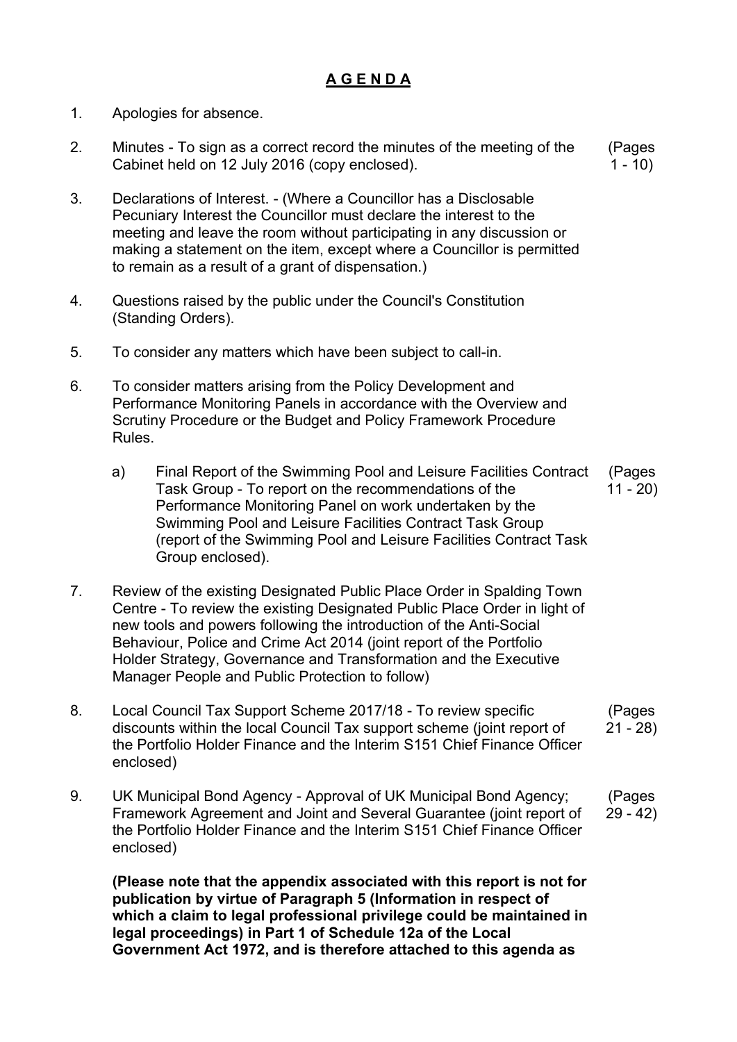# A G E N D A

1. Apologies for absence.

2. Minutes - To sign as a correct record the minutes of the meeting of the Cabinet held on 12 July 2016 (copy enclosed). (Pages 1 - 10)

3. Declarations of Interest. - (Where a Councillor has a Disclosable Pecuniary Interest the Councillor must declare the interest to the meeting and leave the room without participating in any discussion or making a statement on the item, except where a Councillor is permitted to remain as a result of a grant of dispensation.)

4. Questions raised by the public under the Council's Constitution (Standing Orders).

5. To consider any matters which have been subject to call-in.

6. To consider matters arising from the Policy Development and Performance Monitoring Panels in accordance with the Overview and Scrutiny Procedure or the Budget and Policy Framework Procedure Rules.

   a) Final Report of the Swimming Pool and Leisure Facilities Contract Task Group - To report on the recommendations of the Performance Monitoring Panel on work undertaken by the Swimming Pool and Leisure Facilities Contract Task Group (report of the Swimming Pool and Leisure Facilities Contract Task Group enclosed). (Pages 11 - 20)

7. Review of the existing Designated Public Place Order in Spalding Town Centre - To review the existing Designated Public Place Order in light of new tools and powers following the introduction of the Anti-Social Behaviour, Police and Crime Act 2014 (joint report of the Portfolio Holder Strategy, Governance and Transformation and the Executive Manager People and Public Protection to follow)

8. Local Council Tax Support Scheme 2017/18 - To review specific discounts within the local Council Tax support scheme (joint report of the Portfolio Holder Finance and the Interim S151 Chief Finance Officer enclosed) (Pages 21 - 28)

9. UK Municipal Bond Agency - Approval of UK Municipal Bond Agency; Framework Agreement and Joint and Several Guarantee (joint report of the Portfolio Holder Finance and the Interim S151 Chief Finance Officer enclosed) (Pages 29 - 42)

   **(Please note that the appendix associated with this report is not for publication by virtue of Paragraph 5 (Information in respect of which a claim to legal professional privilege could be maintained in legal proceedings) in Part 1 of Schedule 12a of the Local Government Act 1972, and is therefore attached to this agenda as**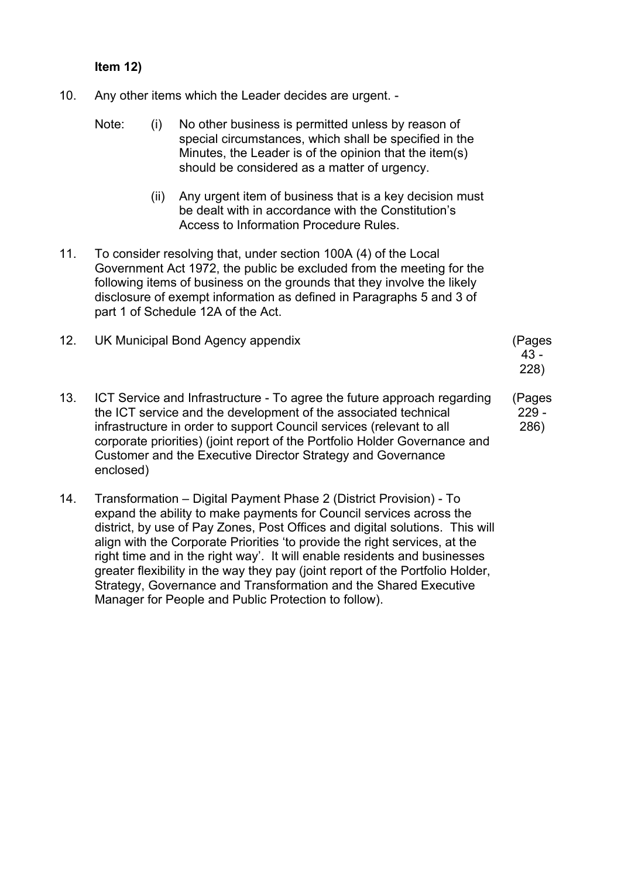**Item 12)**

10. Any other items which the Leader decides are urgent. -

    Note: (i) No other business is permitted unless by reason of special circumstances, which shall be specified in the Minutes, the Leader is of the opinion that the item(s) should be considered as a matter of urgency.

    (ii) Any urgent item of business that is a key decision must be dealt with in accordance with the Constitution's Access to Information Procedure Rules.

11. To consider resolving that, under section 100A (4) of the Local Government Act 1972, the public be excluded from the meeting for the following items of business on the grounds that they involve the likely disclosure of exempt information as defined in Paragraphs 5 and 3 of part 1 of Schedule 12A of the Act.

12. UK Municipal Bond Agency appendix (Pages 43 - 228)

13. ICT Service and Infrastructure - To agree the future approach regarding the ICT service and the development of the associated technical infrastructure in order to support Council services (relevant to all corporate priorities) (joint report of the Portfolio Holder Governance and Customer and the Executive Director Strategy and Governance enclosed) (Pages 229 - 286)

14. Transformation – Digital Payment Phase 2 (District Provision) - To expand the ability to make payments for Council services across the district, by use of Pay Zones, Post Offices and digital solutions. This will align with the Corporate Priorities 'to provide the right services, at the right time and in the right way'. It will enable residents and businesses greater flexibility in the way they pay (joint report of the Portfolio Holder, Strategy, Governance and Transformation and the Shared Executive Manager for People and Public Protection to follow).